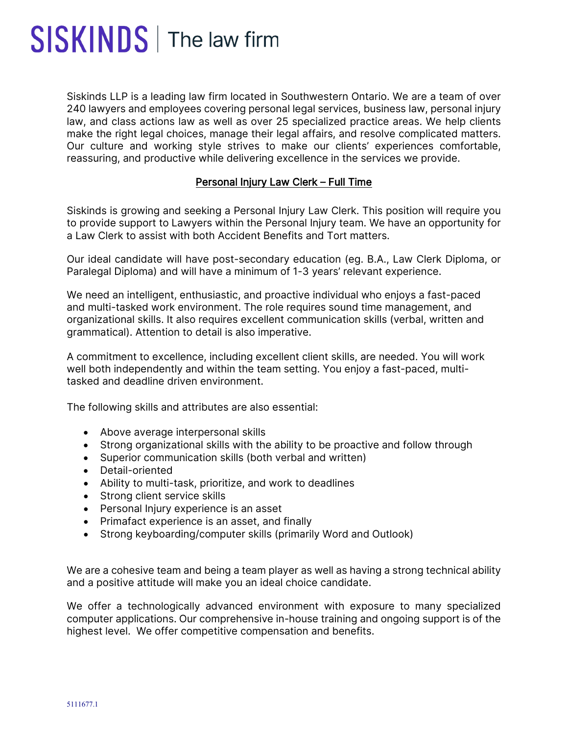# SISKINDS | The law firm

Siskinds LLP is a leading law firm located in Southwestern Ontario. We are a team of over 240 lawyers and employees covering personal legal services, business law, personal injury law, and class actions law as well as over 25 specialized practice areas. We help clients make the right legal choices, manage their legal affairs, and resolve complicated matters. Our culture and working style strives to make our clients' experiences comfortable, reassuring, and productive while delivering excellence in the services we provide.

## Personal Injury Law Clerk – Full Time

Siskinds is growing and seeking a Personal Injury Law Clerk. This position will require you to provide support to Lawyers within the Personal Injury team. We have an opportunity for a Law Clerk to assist with both Accident Benefits and Tort matters.

Our ideal candidate will have post-secondary education (eg. B.A., Law Clerk Diploma, or Paralegal Diploma) and will have a minimum of 1-3 years' relevant experience.

We need an intelligent, enthusiastic, and proactive individual who enjoys a fast-paced and multi-tasked work environment. The role requires sound time management, and organizational skills. It also requires excellent communication skills (verbal, written and grammatical). Attention to detail is also imperative.

A commitment to excellence, including excellent client skills, are needed. You will work well both independently and within the team setting. You enjoy a fast-paced, multi-tasked and deadline driven environment.

The following skills and attributes are also essential:

- Above average interpersonal skills
- Strong organizational skills with the ability to be proactive and follow through
- Superior communication skills (both verbal and written)
- Detail-oriented
- Ability to multi-task, prioritize, and work to deadlines
- Strong client service skills
- Personal Injury experience is an asset
- Primafact experience is an asset, and finally
- Strong keyboarding/computer skills (primarily Word and Outlook)

We are a cohesive team and being a team player as well as having a strong technical ability and a positive attitude will make you an ideal choice candidate.

We offer a technologically advanced environment with exposure to many specialized computer applications. Our comprehensive in-house training and ongoing support is of the highest level. We offer competitive compensation and benefits.

5111677.1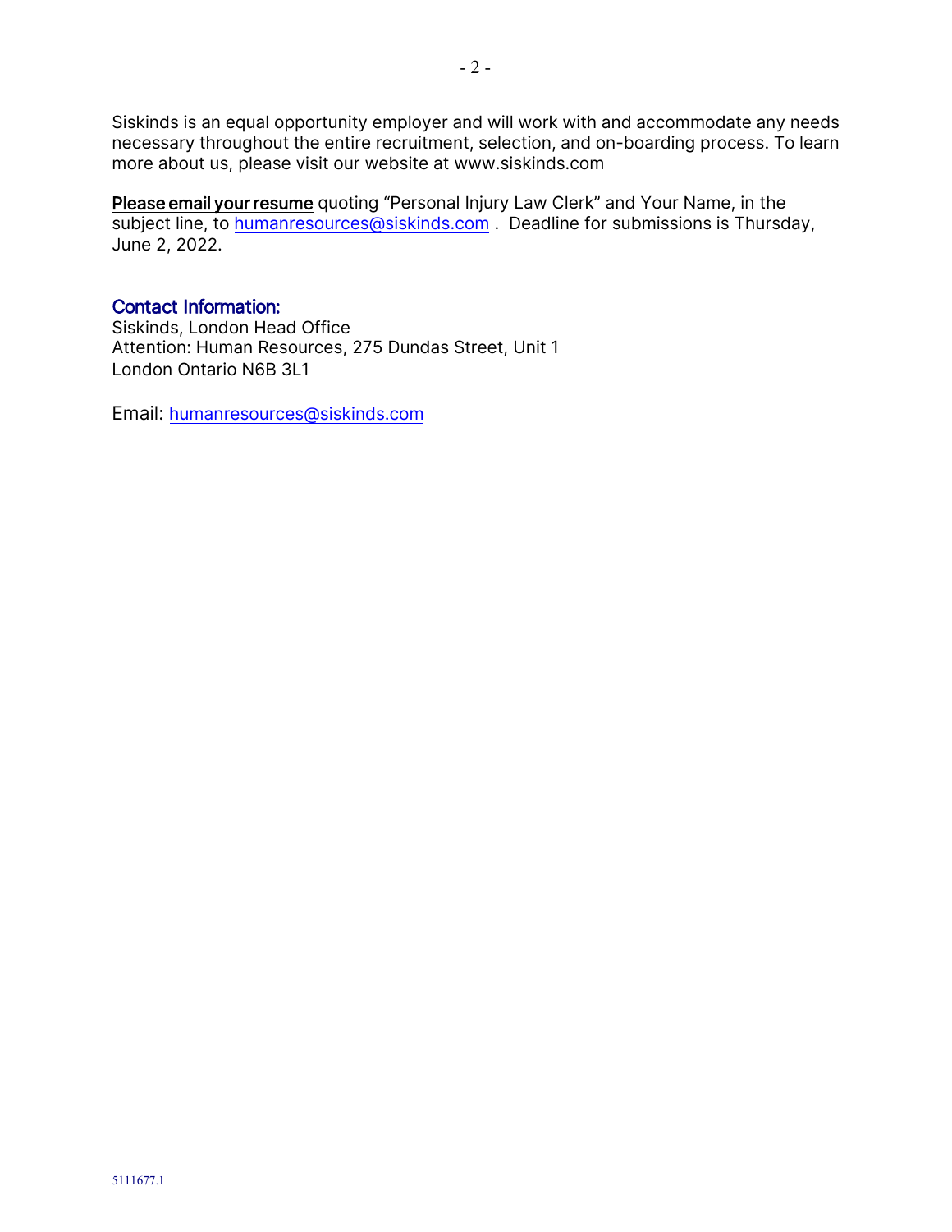Siskinds is an equal opportunity employer and will work with and accommodate any needs necessary throughout the entire recruitment, selection, and on-boarding process. To learn more about us, please visit our website at www.siskinds.com

**Please email your resume** quoting “Personal Injury Law Clerk” and Your Name, in the subject line, to humanresources@siskinds.com . Deadline for submissions is Thursday, June 2, 2022.

### Contact Information:

Siskinds, London Head Office
Attention: Human Resources, 275 Dundas Street, Unit 1
London Ontario N6B 3L1

Email: humanresources@siskinds.com

5111677.1